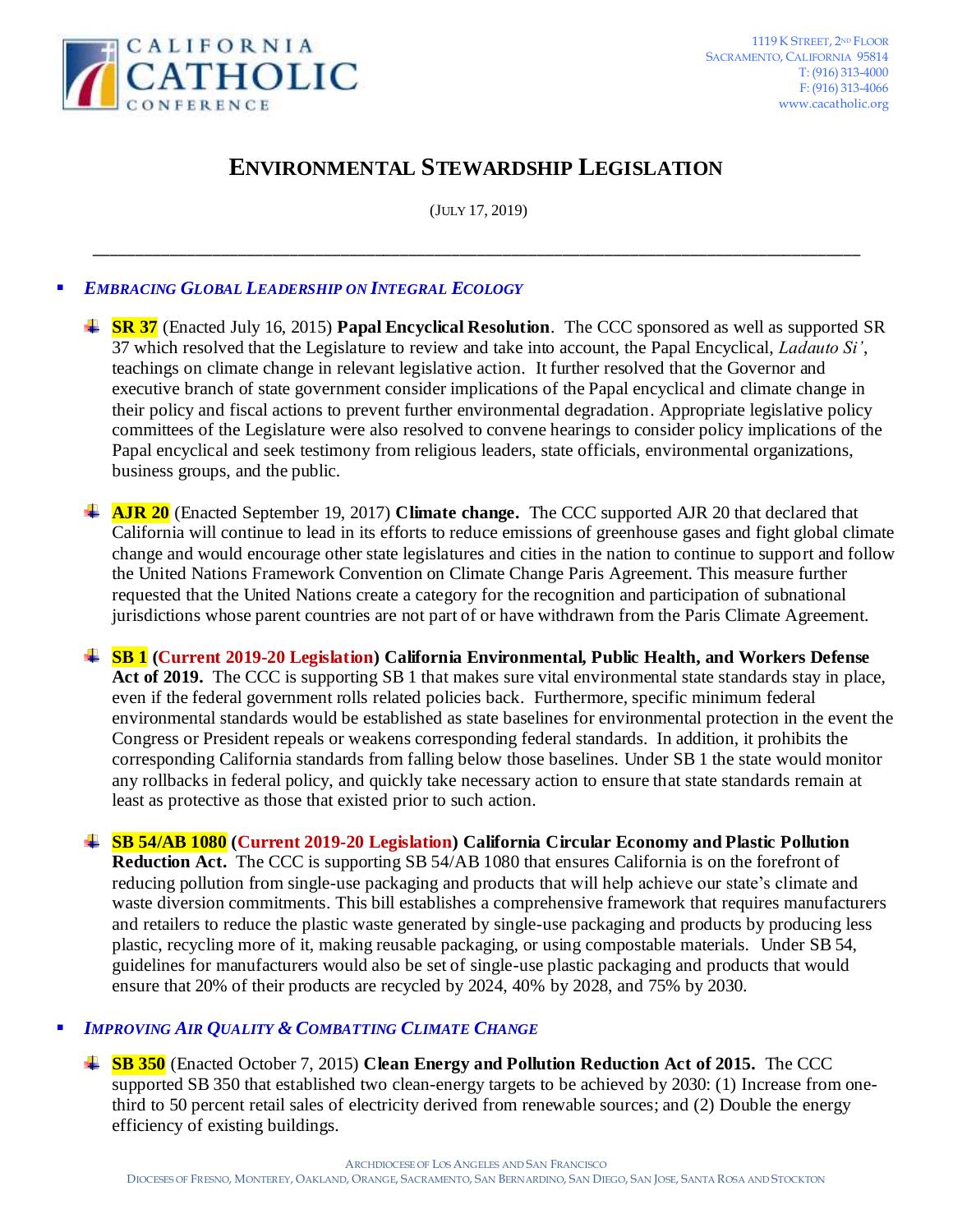CALIFORNIA CATHOLIC CONFERENCE

1119 K STREET, 2ND FLOOR
SACRAMENTO, CALIFORNIA 95814
T: (916) 313-4000
F: (916) 313-4066
www.cacatholic.org

# ENVIRONMENTAL STEWARDSHIP LEGISLATION

(JULY 17, 2019)

---

- ***EMBRACING GLOBAL LEADERSHIP ON INTEGRAL ECOLOGY***

  - **SR 37** (Enacted July 16, 2015) **Papal Encyclical Resolution**. The CCC sponsored as well as supported SR 37 which resolved that the Legislature to review and take into account, the Papal Encyclical, *Ladauto Si'*, teachings on climate change in relevant legislative action. It further resolved that the Governor and executive branch of state government consider implications of the Papal encyclical and climate change in their policy and fiscal actions to prevent further environmental degradation. Appropriate legislative policy committees of the Legislature were also resolved to convene hearings to consider policy implications of the Papal encyclical and seek testimony from religious leaders, state officials, environmental organizations, business groups, and the public.

  - **AJR 20** (Enacted September 19, 2017) **Climate change.** The CCC supported AJR 20 that declared that California will continue to lead in its efforts to reduce emissions of greenhouse gases and fight global climate change and would encourage other state legislatures and cities in the nation to continue to support and follow the United Nations Framework Convention on Climate Change Paris Agreement. This measure further requested that the United Nations create a category for the recognition and participation of subnational jurisdictions whose parent countries are not part of or have withdrawn from the Paris Climate Agreement.

  - **SB 1 (Current 2019-20 Legislation) California Environmental, Public Health, and Workers Defense Act of 2019.** The CCC is supporting SB 1 that makes sure vital environmental state standards stay in place, even if the federal government rolls related policies back. Furthermore, specific minimum federal environmental standards would be established as state baselines for environmental protection in the event the Congress or President repeals or weakens corresponding federal standards. In addition, it prohibits the corresponding California standards from falling below those baselines. Under SB 1 the state would monitor any rollbacks in federal policy, and quickly take necessary action to ensure that state standards remain at least as protective as those that existed prior to such action.

  - **SB 54/AB 1080 (Current 2019-20 Legislation) California Circular Economy and Plastic Pollution Reduction Act.** The CCC is supporting SB 54/AB 1080 that ensures California is on the forefront of reducing pollution from single-use packaging and products that will help achieve our state's climate and waste diversion commitments. This bill establishes a comprehensive framework that requires manufacturers and retailers to reduce the plastic waste generated by single-use packaging and products by producing less plastic, recycling more of it, making reusable packaging, or using compostable materials. Under SB 54, guidelines for manufacturers would also be set of single-use plastic packaging and products that would ensure that 20% of their products are recycled by 2024, 40% by 2028, and 75% by 2030.

- ***IMPROVING AIR QUALITY & COMBATTING CLIMATE CHANGE***

  - **SB 350** (Enacted October 7, 2015) **Clean Energy and Pollution Reduction Act of 2015.** The CCC supported SB 350 that established two clean-energy targets to be achieved by 2030: (1) Increase from one-third to 50 percent retail sales of electricity derived from renewable sources; and (2) Double the energy efficiency of existing buildings.

ARCHDIOCESE OF LOS ANGELES AND SAN FRANCISCO
DIOCESES OF FRESNO, MONTEREY, OAKLAND, ORANGE, SACRAMENTO, SAN BERNARDINO, SAN DIEGO, SAN JOSE, SANTA ROSA AND STOCKTON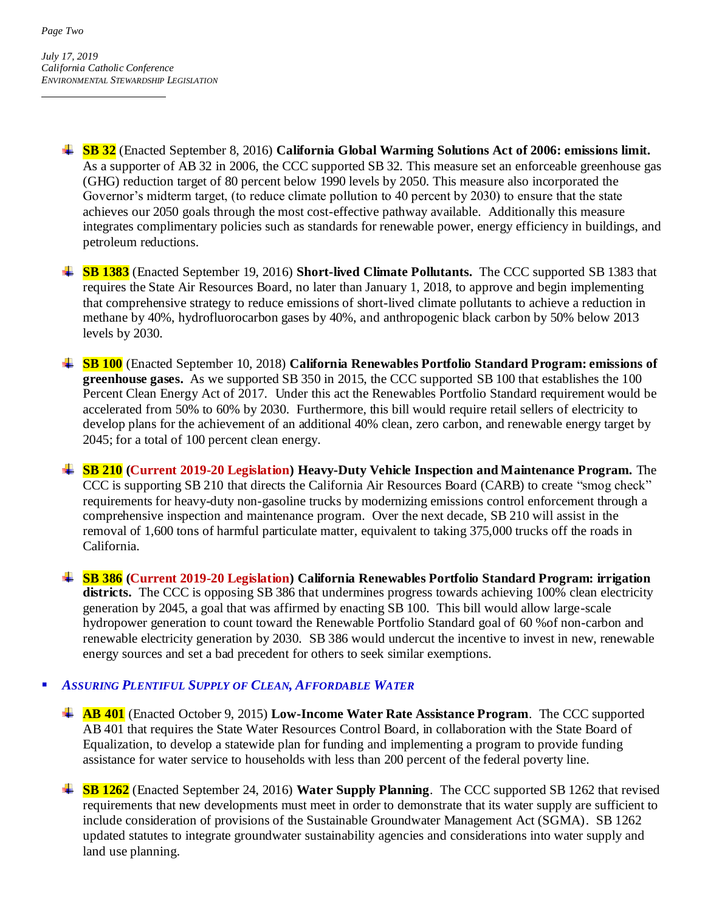- **SB 32** (Enacted September 8, 2016) **California Global Warming Solutions Act of 2006: emissions limit.** As a supporter of AB 32 in 2006, the CCC supported SB 32. This measure set an enforceable greenhouse gas (GHG) reduction target of 80 percent below 1990 levels by 2050. This measure also incorporated the Governor's midterm target, (to reduce climate pollution to 40 percent by 2030) to ensure that the state achieves our 2050 goals through the most cost-effective pathway available. Additionally this measure integrates complimentary policies such as standards for renewable power, energy efficiency in buildings, and petroleum reductions.

- **SB 1383** (Enacted September 19, 2016) **Short-lived Climate Pollutants.** The CCC supported SB 1383 that requires the State Air Resources Board, no later than January 1, 2018, to approve and begin implementing that comprehensive strategy to reduce emissions of short-lived climate pollutants to achieve a reduction in methane by 40%, hydrofluorocarbon gases by 40%, and anthropogenic black carbon by 50% below 2013 levels by 2030.

- **SB 100** (Enacted September 10, 2018) **California Renewables Portfolio Standard Program: emissions of greenhouse gases.** As we supported SB 350 in 2015, the CCC supported SB 100 that establishes the 100 Percent Clean Energy Act of 2017. Under this act the Renewables Portfolio Standard requirement would be accelerated from 50% to 60% by 2030. Furthermore, this bill would require retail sellers of electricity to develop plans for the achievement of an additional 40% clean, zero carbon, and renewable energy target by 2045; for a total of 100 percent clean energy.

- **SB 210 (Current 2019-20 Legislation) Heavy-Duty Vehicle Inspection and Maintenance Program.** The CCC is supporting SB 210 that directs the California Air Resources Board (CARB) to create "smog check" requirements for heavy-duty non-gasoline trucks by modernizing emissions control enforcement through a comprehensive inspection and maintenance program. Over the next decade, SB 210 will assist in the removal of 1,600 tons of harmful particulate matter, equivalent to taking 375,000 trucks off the roads in California.

- **SB 386 (Current 2019-20 Legislation) California Renewables Portfolio Standard Program: irrigation districts.** The CCC is opposing SB 386 that undermines progress towards achieving 100% clean electricity generation by 2045, a goal that was affirmed by enacting SB 100. This bill would allow large-scale hydropower generation to count toward the Renewable Portfolio Standard goal of 60 %of non-carbon and renewable electricity generation by 2030. SB 386 would undercut the incentive to invest in new, renewable energy sources and set a bad precedent for others to seek similar exemptions.

### *ASSURING PLENTIFUL SUPPLY OF CLEAN, AFFORDABLE WATER*

- **AB 401** (Enacted October 9, 2015) **Low-Income Water Rate Assistance Program**. The CCC supported AB 401 that requires the State Water Resources Control Board, in collaboration with the State Board of Equalization, to develop a statewide plan for funding and implementing a program to provide funding assistance for water service to households with less than 200 percent of the federal poverty line.

- **SB 1262** (Enacted September 24, 2016) **Water Supply Planning**. The CCC supported SB 1262 that revised requirements that new developments must meet in order to demonstrate that its water supply are sufficient to include consideration of provisions of the Sustainable Groundwater Management Act (SGMA). SB 1262 updated statutes to integrate groundwater sustainability agencies and considerations into water supply and land use planning.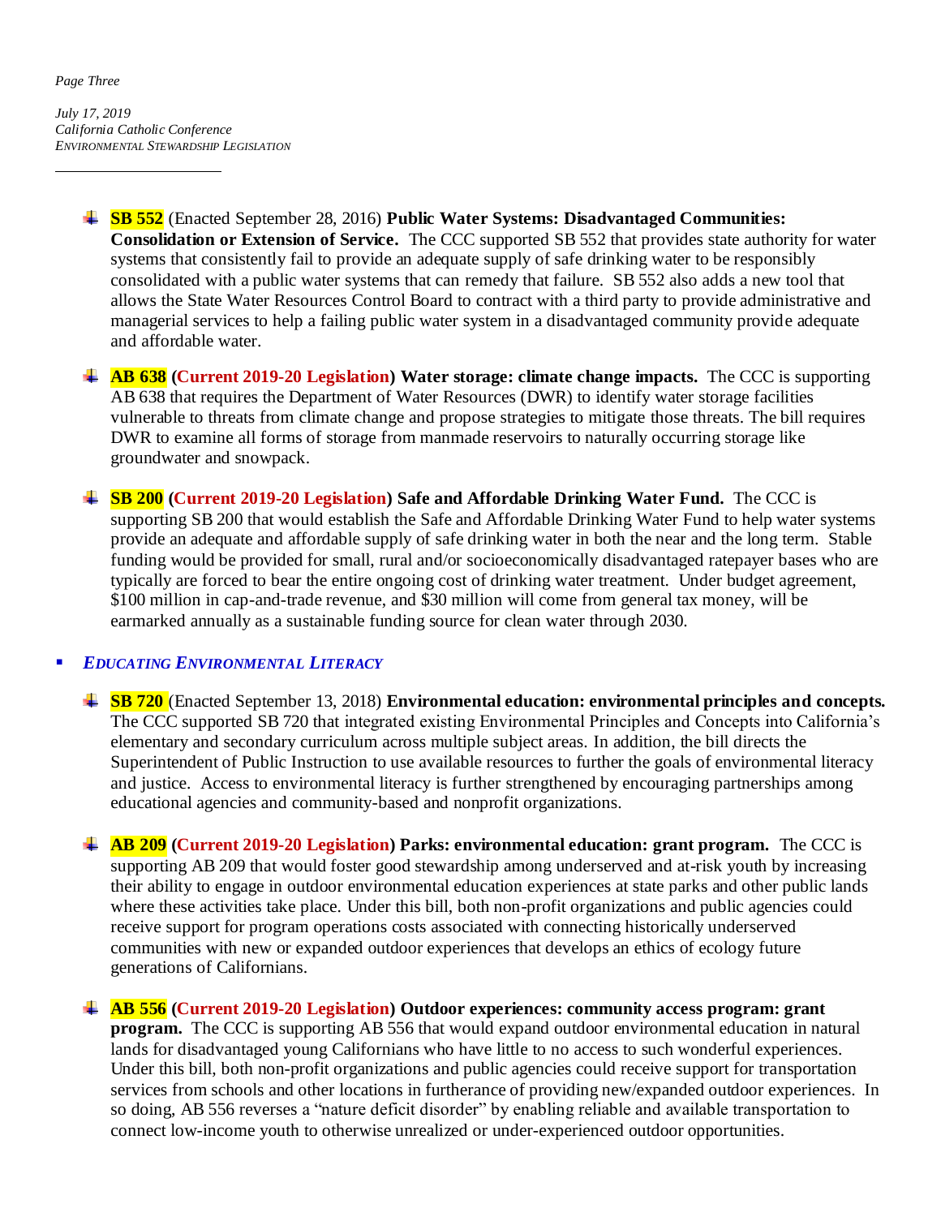- **SB 552** (Enacted September 28, 2016) **Public Water Systems: Disadvantaged Communities: Consolidation or Extension of Service.** The CCC supported SB 552 that provides state authority for water systems that consistently fail to provide an adequate supply of safe drinking water to be responsibly consolidated with a public water systems that can remedy that failure. SB 552 also adds a new tool that allows the State Water Resources Control Board to contract with a third party to provide administrative and managerial services to help a failing public water system in a disadvantaged community provide adequate and affordable water.

- **AB 638 (Current 2019-20 Legislation) Water storage: climate change impacts.** The CCC is supporting AB 638 that requires the Department of Water Resources (DWR) to identify water storage facilities vulnerable to threats from climate change and propose strategies to mitigate those threats. The bill requires DWR to examine all forms of storage from manmade reservoirs to naturally occurring storage like groundwater and snowpack.

- **SB 200 (Current 2019-20 Legislation) Safe and Affordable Drinking Water Fund.** The CCC is supporting SB 200 that would establish the Safe and Affordable Drinking Water Fund to help water systems provide an adequate and affordable supply of safe drinking water in both the near and the long term. Stable funding would be provided for small, rural and/or socioeconomically disadvantaged ratepayer bases who are typically are forced to bear the entire ongoing cost of drinking water treatment. Under budget agreement, $100 million in cap-and-trade revenue, and $30 million will come from general tax money, will be earmarked annually as a sustainable funding source for clean water through 2030.

## *EDUCATING ENVIRONMENTAL LITERACY*

- **SB 720** (Enacted September 13, 2018) **Environmental education: environmental principles and concepts.** The CCC supported SB 720 that integrated existing Environmental Principles and Concepts into California's elementary and secondary curriculum across multiple subject areas. In addition, the bill directs the Superintendent of Public Instruction to use available resources to further the goals of environmental literacy and justice. Access to environmental literacy is further strengthened by encouraging partnerships among educational agencies and community-based and nonprofit organizations.

- **AB 209 (Current 2019-20 Legislation) Parks: environmental education: grant program.** The CCC is supporting AB 209 that would foster good stewardship among underserved and at-risk youth by increasing their ability to engage in outdoor environmental education experiences at state parks and other public lands where these activities take place. Under this bill, both non-profit organizations and public agencies could receive support for program operations costs associated with connecting historically underserved communities with new or expanded outdoor experiences that develops an ethics of ecology future generations of Californians.

- **AB 556 (Current 2019-20 Legislation) Outdoor experiences: community access program: grant program.** The CCC is supporting AB 556 that would expand outdoor environmental education in natural lands for disadvantaged young Californians who have little to no access to such wonderful experiences. Under this bill, both non-profit organizations and public agencies could receive support for transportation services from schools and other locations in furtherance of providing new/expanded outdoor experiences. In so doing, AB 556 reverses a "nature deficit disorder" by enabling reliable and available transportation to connect low-income youth to otherwise unrealized or under-experienced outdoor opportunities.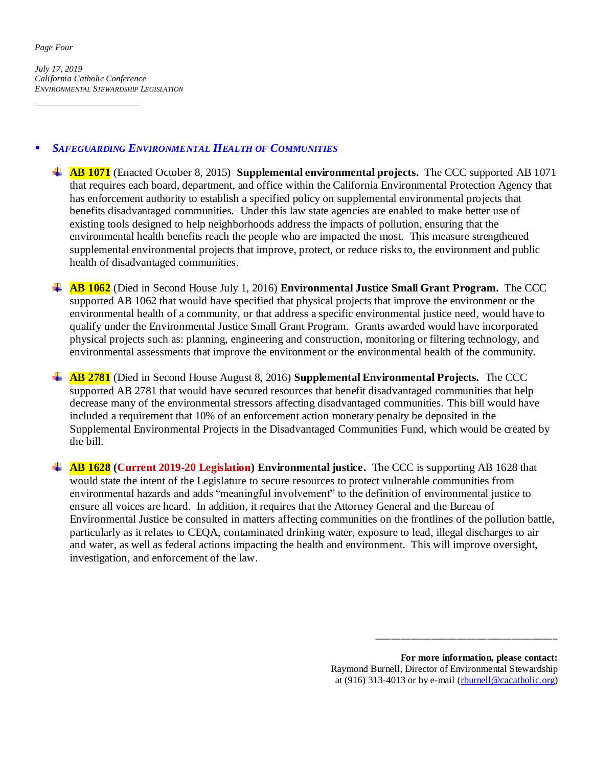## *SAFEGUARDING ENVIRONMENTAL HEALTH OF COMMUNITIES*

- **AB 1071** (Enacted October 8, 2015) **Supplemental environmental projects.** The CCC supported AB 1071 that requires each board, department, and office within the California Environmental Protection Agency that has enforcement authority to establish a specified policy on supplemental environmental projects that benefits disadvantaged communities. Under this law state agencies are enabled to make better use of existing tools designed to help neighborhoods address the impacts of pollution, ensuring that the environmental health benefits reach the people who are impacted the most. This measure strengthened supplemental environmental projects that improve, protect, or reduce risks to, the environment and public health of disadvantaged communities.

- **AB 1062** (Died in Second House July 1, 2016) **Environmental Justice Small Grant Program.** The CCC supported AB 1062 that would have specified that physical projects that improve the environment or the environmental health of a community, or that address a specific environmental justice need, would have to qualify under the Environmental Justice Small Grant Program. Grants awarded would have incorporated physical projects such as: planning, engineering and construction, monitoring or filtering technology, and environmental assessments that improve the environment or the environmental health of the community.

- **AB 2781** (Died in Second House August 8, 2016) **Supplemental Environmental Projects.** The CCC supported AB 2781 that would have secured resources that benefit disadvantaged communities that help decrease many of the environmental stressors affecting disadvantaged communities. This bill would have included a requirement that 10% of an enforcement action monetary penalty be deposited in the Supplemental Environmental Projects in the Disadvantaged Communities Fund, which would be created by the bill.

- **AB 1628 (Current 2019-20 Legislation) Environmental justice.** The CCC is supporting AB 1628 that would state the intent of the Legislature to secure resources to protect vulnerable communities from environmental hazards and adds "meaningful involvement" to the definition of environmental justice to ensure all voices are heard. In addition, it requires that the Attorney General and the Bureau of Environmental Justice be consulted in matters affecting communities on the frontlines of the pollution battle, particularly as it relates to CEQA, contaminated drinking water, exposure to lead, illegal discharges to air and water, as well as federal actions impacting the health and environment. This will improve oversight, investigation, and enforcement of the law.

---

**For more information, please contact:**
Raymond Burnell, Director of Environmental Stewardship
at (916) 313-4013 or by e-mail (rburnell@cacatholic.org)